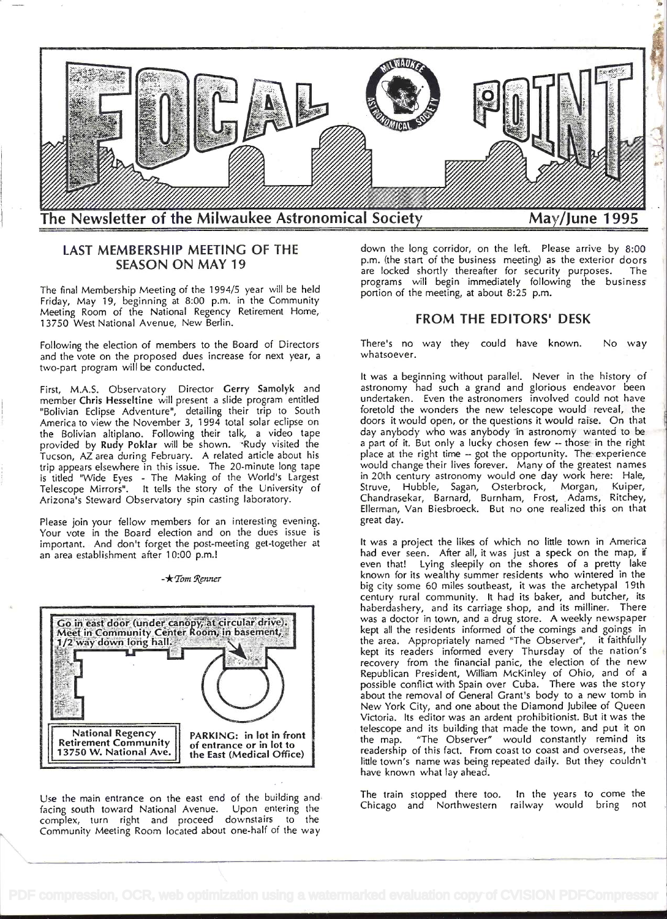# FOCAL POINT

## The Newsletter of the Milwaukee Astronomical Society — May/June 1995

### LAST MEMBERSHIP MEETING OF THE SEASON ON MAY 19

The final Membership Meeting of the 1994/5 year will be held Friday, May 19, beginning at 8:00 p.m. in the Community Meeting Room of the National Regency Retirement Home, 13750 West National Avenue, New Berlin.

Following the election of members to the Board of Directors and the vote on the proposed dues increase for next year, a two-part program will be conducted.

First, M.A.S. Observatory Director **Gerry Samolyk** and member **Chris Hesseltine** will present a slide program entitled "Bolivian Eclipse Adventure", detailing their trip to South America to view the November 3, 1994 total solar eclipse on the Bolivian altiplano. Following their talk, a video tape provided by **Rudy Poklar** will be shown. Rudy visited the Tucson, AZ area during February. A related article about his trip appears elsewhere in this issue. The 20-minute long tape is titled "Wide Eyes - The Making of the World's Largest Telescope Mirrors". It tells the story of the University of Arizona's Steward Observatory spin casting laboratory.

Please join your fellow members for an interesting evening. Your vote in the Board election and on the dues issue is important. And don't forget the post-meeting get-together at an area establishment after 10:00 p.m.!

-★*Tom Renner*

Go in east door (under canopy, at circular drive). Meet in Community Center Room, in basement, 1/2 way down long hall.

National Regency Retirement Community
13750 W. National Ave.

PARKING: in lot in front of entrance or in lot to the East (Medical Office)

Use the main entrance on the east end of the building and facing south toward National Avenue. Upon entering the complex, turn right and proceed downstairs to the Community Meeting Room located about one-half of the way down the long corridor, on the left. Please arrive by 8:00 p.m. (the start of the business meeting) as the exterior doors are locked shortly thereafter for security purposes. The programs will begin immediately following the business portion of the meeting, at about 8:25 p.m.

### FROM THE EDITORS' DESK

There's no way they could have known. No way whatsoever.

It was a beginning without parallel. Never in the history of astronomy had such a grand and glorious endeavor been undertaken. Even the astronomers involved could not have foretold the wonders the new telescope would reveal, the doors it would open, or the questions it would raise. On that day anybody who was anybody in astronomy wanted to be a part of it. But only a lucky chosen few -- those in the right place at the right time -- got the opportunity. The experience would change their lives forever. Many of the greatest names in 20th century astronomy would one day work here: Hale, Struve, Hubble, Sagan, Osterbrock, Morgan, Kuiper, Chandrasekar, Barnard, Burnham, Frost, Adams, Ritchey, Ellerman, Van Biesbroeck. But no one realized this on that great day.

It was a project the likes of which no little town in America had ever seen. After all, it was just a speck on the map, if even that! Lying sleepily on the shores of a pretty lake known for its wealthy summer residents who wintered in the big city some 60 miles southeast, it was the archetypal 19th century rural community. It had its baker, and butcher, its haberdashery, and its carriage shop, and its milliner. There was a doctor in town, and a drug store. A weekly newspaper kept all the residents informed of the comings and goings in the area. Appropriately named "The Observer", it faithfully kept its readers informed every Thursday of the nation's recovery from the financial panic, the election of the new Republican President, William McKinley of Ohio, and of a possible conflict with Spain over Cuba. There was the story about the removal of General Grant's body to a new tomb in New York City, and one about the Diamond Jubilee of Queen Victoria. Its editor was an ardent prohibitionist. But it was the telescope and its building that made the town, and put it on the map. "The Observer" would constantly remind its readership of this fact. From coast to coast and overseas, the little town's name was being repeated daily. But they couldn't have known what lay ahead.

The train stopped there too. In the years to come the Chicago and Northwestern railway would bring not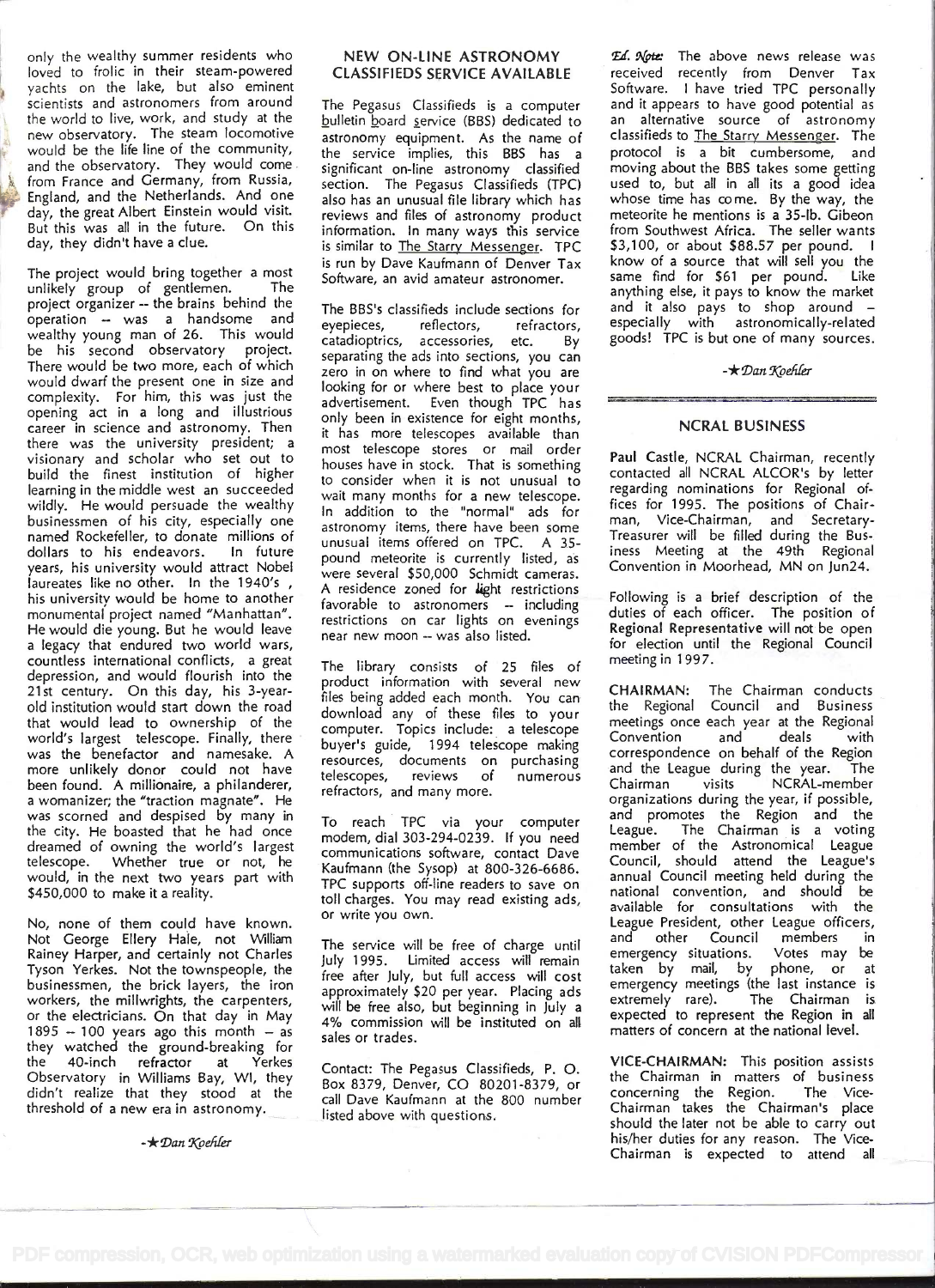only the wealthy summer residents who loved to frolic in their steam-powered yachts on the lake, but also eminent scientists and astronomers from around the world to live, work, and study at the new observatory. The steam locomotive would be the life line of the community, and the observatory. They would come from France and Germany, from Russia, England, and the Netherlands. And one day, the great Albert Einstein would visit. But this was all in the future. On this day, they didn't have a clue.

The project would bring together a most unlikely group of gentlemen. The project organizer -- the brains behind the operation -- was a handsome and wealthy young man of 26. This would be his second observatory project. There would be two more, each of which would dwarf the present one in size and complexity. For him, this was just the opening act in a long and illustrious career in science and astronomy. Then there was the university president; a visionary and scholar who set out to build the finest institution of higher learning in the middle west an succeeded wildly. He would persuade the wealthy businessmen of his city, especially one named Rockefeller, to donate millions of dollars to his endeavors. In future years, his university would attract Nobel laureates like no other. In the 1940's, his university would be home to another monumental project named "Manhattan". He would die young. But he would leave a legacy that endured two world wars, countless international conflicts, a great depression, and would flourish into the 21st century. On this day, his 3-year-old institution would start down the road that would lead to ownership of the world's largest telescope. Finally, there was the benefactor and namesake. A more unlikely donor could not have been found. A millionaire, a philanderer, a womanizer; the "traction magnate". He was scorned and despised by many in the city. He boasted that he had once dreamed of owning the world's largest telescope. Whether true or not, he would, in the next two years part with $450,000 to make it a reality.

No, none of them could have known. Not George Ellery Hale, not William Rainey Harper, and certainly not Charles Tyson Yerkes. Not the townspeople, the businessmen, the brick layers, the iron workers, the millwrights, the carpenters, or the electricians. On that day in May 1895 -- 100 years ago this month -- as they watched the ground-breaking for the 40-inch refractor at Yerkes Observatory in Williams Bay, WI, they didn't realize that they stood at the threshold of a new era in astronomy.

-★*Dan Koehler*

## NEW ON-LINE ASTRONOMY CLASSIFIEDS SERVICE AVAILABLE

The Pegasus Classifieds is a computer bulletin board service (BBS) dedicated to astronomy equipment. As the name of the service implies, this BBS has a significant on-line astronomy classified section. The Pegasus Classifieds (TPC) also has an unusual file library which has reviews and files of astronomy product information. In many ways this service is similar to The Starry Messenger. TPC is run by Dave Kaufmann of Denver Tax Software, an avid amateur astronomer.

The BBS's classifieds include sections for eyepieces, reflectors, refractors, catadioptrics, accessories, etc. By separating the ads into sections, you can zero in on where to find what you are looking for or where best to place your advertisement. Even though TPC has only been in existence for eight months, it has more telescopes available than most telescope stores or mail order houses have in stock. That is something to consider when it is not unusual to wait many months for a new telescope. In addition to the "normal" ads for astronomy items, there have been some unusual items offered on TPC. A 35-pound meteorite is currently listed, as were several $50,000 Schmidt cameras. A residence zoned for light restrictions favorable to astronomers -- including restrictions on car lights on evenings near new moon -- was also listed.

The library consists of 25 files of product information with several new files being added each month. You can download any of these files to your computer. Topics include: a telescope buyer's guide, 1994 telescope making resources, documents on purchasing telescopes, reviews of numerous refractors, and many more.

To reach TPC via your computer modem, dial 303-294-0239. If you need communications software, contact Dave Kaufmann (the Sysop) at 800-326-6686. TPC supports off-line readers to save on toll charges. You may read existing ads, or write you own.

The service will be free of charge until July 1995. Limited access will remain free after July, but full access will cost approximately $20 per year. Placing ads will be free also, but beginning in July a 4% commission will be instituted on all sales or trades.

Contact: The Pegasus Classifieds, P. O. Box 8379, Denver, CO 80201-8379, or call Dave Kaufmann at the 800 number listed above with questions.

*Ed. Note:* The above news release was received recently from Denver Tax Software. I have tried TPC personally and it appears to have good potential as an alternative source of astronomy classifieds to The Starry Messenger. The protocol is a bit cumbersome, and moving about the BBS takes some getting used to, but all in all its a good idea whose time has come. By the way, the meteorite he mentions is a 35-lb. Gibeon from Southwest Africa. The seller wants $3,100, or about $88.57 per pound. I know of a source that will sell you the same find for $61 per pound. Like anything else, it pays to know the market and it also pays to shop around -- especially with astronomically-related goods! TPC is but one of many sources.

-★*Dan Koehler*

## NCRAL BUSINESS

**Paul Castle**, NCRAL Chairman, recently contacted all NCRAL ALCOR's by letter regarding nominations for Regional offices for 1995. The positions of Chairman, Vice-Chairman, and Secretary-Treasurer will be filled during the Business Meeting at the 49th Regional Convention in Moorhead, MN on Jun24.

Following is a brief description of the duties of each officer. The position of **Regional Representative** will not be open for election until the Regional Council meeting in 1997.

**CHAIRMAN:** The Chairman conducts the Regional Council and Business meetings once each year at the Regional Convention and deals with correspondence on behalf of the Region and the League during the year. The Chairman visits NCRAL-member organizations during the year, if possible, and promotes the Region and the League. The Chairman is a voting member of the Astronomical League Council, should attend the League's annual Council meeting held during the national convention, and should be available for consultations with the League President, other League officers, and other Council members in emergency situations. Votes may be taken by mail, by phone, or at emergency meetings (the last instance is extremely rare). The Chairman is expected to represent the Region in all matters of concern at the national level.

**VICE-CHAIRMAN:** This position assists the Chairman in matters of business concerning the Region. The Vice-Chairman takes the Chairman's place should the later not be able to carry out his/her duties for any reason. The Vice-Chairman is expected to attend all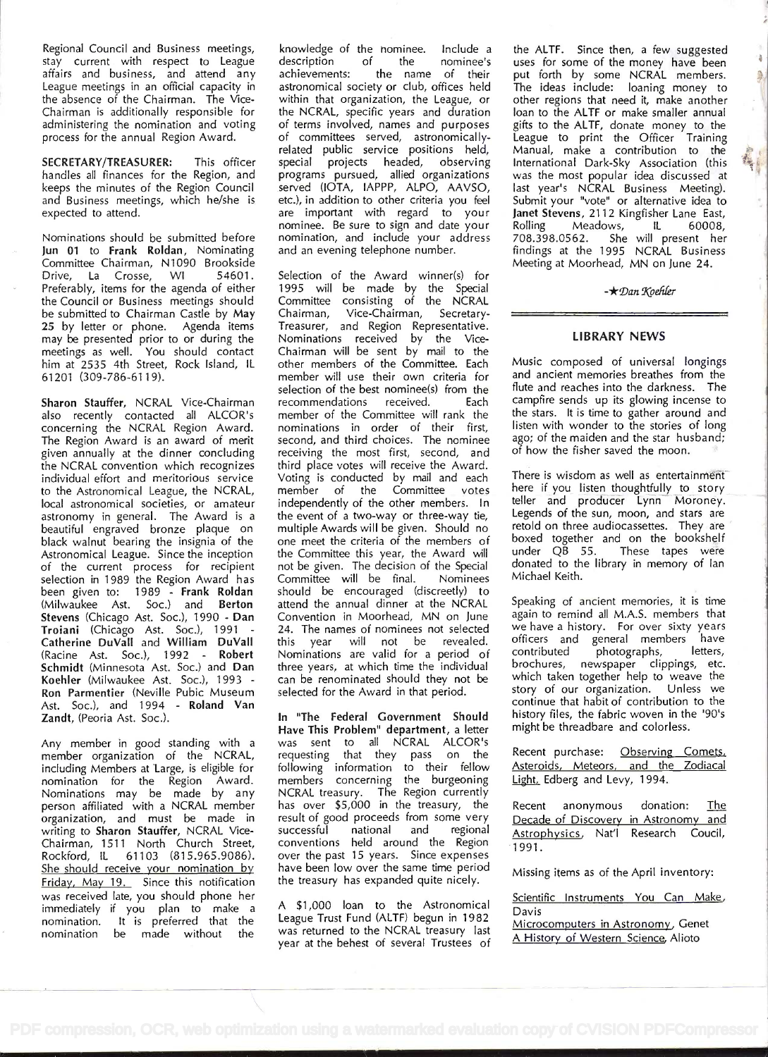Regional Council and Business meetings, stay current with respect to League affairs and business, and attend any League meetings in an official capacity in the absence of the Chairman. The Vice-Chairman is additionally responsible for administering the nomination and voting process for the annual Region Award.

**SECRETARY/TREASURER:** This officer handles all finances for the Region, and keeps the minutes of the Region Council and Business meetings, which he/she is expected to attend.

Nominations should be submitted before **Jun 01** to **Frank Roldan**, Nominating Committee Chairman, N1090 Brookside Drive, La Crosse, WI 54601. Preferably, items for the agenda of either the Council or Business meetings should be submitted to Chairman Castle by **May 25** by letter or phone. Agenda items may be presented prior to or during the meetings as well. You should contact him at 2535 4th Street, Rock Island, IL 61201 (309-786-6119).

**Sharon Stauffer**, NCRAL Vice-Chairman also recently contacted all ALCOR's concerning the NCRAL Region Award. The Region Award is an award of merit given annually at the dinner concluding the NCRAL convention which recognizes individual effort and meritorious service to the Astronomical League, the NCRAL, local astronomical societies, or amateur astronomy in general. The Award is a beautiful engraved bronze plaque on black walnut bearing the insignia of the Astronomical League. Since the inception of the current process for recipient selection in 1989 the Region Award has been given to: 1989 - **Frank Roldan** (Milwaukee Ast. Soc.) and **Berton Stevens** (Chicago Ast. Soc.), 1990 - **Dan Troiani** (Chicago Ast. Soc.), 1991 - **Catherine DuVall** and **William DuVall** (Racine Ast. Soc.), 1992 - **Robert Schmidt** (Minnesota Ast. Soc.) and **Dan Koehler** (Milwaukee Ast. Soc.), 1993 - **Ron Parmentier** (Neville Pubic Museum Ast. Soc.), and 1994 - **Roland Van Zandt**, (Peoria Ast. Soc.).

Any member in good standing with a member organization of the NCRAL, including Members at Large, is eligible for nomination for the Region Award. Nominations may be made by any person affiliated with a NCRAL member organization, and must be made in writing to **Sharon Stauffer**, NCRAL Vice-Chairman, 1511 North Church Street, Rockford, IL 61103 (815.965.9086). She should receive your nomination by Friday, May 19. Since this notification was received late, you should phone her immediately if you plan to make a nomination. It is preferred that the nomination be made without the knowledge of the nominee. Include a description of the nominee's achievements: the name of their astronomical society or club, offices held within that organization, the League, or the NCRAL, specific years and duration of terms involved, names and purposes of committees served, astronomically-related public service positions held, special projects headed, observing programs pursued, allied organizations served (IOTA, IAPPP, ALPO, AAVSO, etc.), in addition to other criteria you feel are important with regard to your nominee. Be sure to sign and date your nomination, and include your address and an evening telephone number.

Selection of the Award winner(s) for 1995 will be made by the Special Committee consisting of the NCRAL Chairman, Vice-Chairman, Secretary-Treasurer, and Region Representative. Nominations received by the Vice-Chairman will be sent by mail to the other members of the Committee. Each member will use their own criteria for selection of the best nominee(s) from the recommendations received. Each member of the Committee will rank the nominations in order of their first, second, and third choices. The nominee receiving the most first, second, and third place votes will receive the Award. Voting is conducted by mail and each member of the Committee votes independently of the other members. In the event of a two-way or three-way tie, multiple Awards will be given. Should no one meet the criteria of the members of the Committee this year, the Award will not be given. The decision of the Special Committee will be final. Nominees should be encouraged (discreetly) to attend the annual dinner at the NCRAL Convention in Moorhead, MN on June 24. The names of nominees not selected this year will not be revealed. Nominations are valid for a period of three years, at which time the individual can be renominated should they not be selected for the Award in that period.

**In "The Federal Government Should Have This Problem" department**, a letter was sent to all NCRAL ALCOR's requesting that they pass on the following information to their fellow members concerning the burgeoning NCRAL treasury. The Region currently has over $5,000 in the treasury, the result of good proceeds from some very successful national and regional conventions held around the Region over the past 15 years. Since expenses have been low over the same time period the treasury has expanded quite nicely.

A $1,000 loan to the Astronomical League Trust Fund (ALTF) begun in 1982 was returned to the NCRAL treasury last year at the behest of several Trustees of the ALTF. Since then, a few suggested uses for some of the money have been put forth by some NCRAL members. The ideas include: loaning money to other regions that need it, make another loan to the ALTF or make smaller annual gifts to the ALTF, donate money to the League to print the Officer Training Manual, make a contribution to the International Dark-Sky Association (this was the most popular idea discussed at last year's NCRAL Business Meeting). Submit your "vote" or alternative idea to **Janet Stevens**, 2112 Kingfisher Lane East, Rolling Meadows, IL 60008, 708.398.0562. She will present her findings at the 1995 NCRAL Business Meeting at Moorhead, MN on June 24.

-★*Dan Koehler*

## LIBRARY NEWS

Music composed of universal longings and ancient memories breathes from the flute and reaches into the darkness. The campfire sends up its glowing incense to the stars. It is time to gather around and listen with wonder to the stories of long ago; of the maiden and the star husband; of how the fisher saved the moon.

There is wisdom as well as entertainment here if you listen thoughtfully to story teller and producer Lynn Moroney. Legends of the sun, moon, and stars are retold on three audiocassettes. They are boxed together and on the bookshelf under QB 55. These tapes were donated to the library in memory of Ian Michael Keith.

Speaking of ancient memories, it is time again to remind all M.A.S. members that we have a history. For over sixty years officers and general members have contributed photographs, letters, brochures, newspaper clippings, etc. which taken together help to weave the story of our organization. Unless we continue that habit of contribution to the history files, the fabric woven in the '90's might be threadbare and colorless.

Recent purchase: Observing Comets, Asteroids, Meteors, and the Zodiacal Light, Edberg and Levy, 1994.

Recent anonymous donation: The Decade of Discovery in Astronomy and Astrophysics, Nat'l Research Coucil, 1991.

Missing items as of the April inventory:

Scientific Instruments You Can Make, Davis
Microcomputers in Astronomy, Genet
A History of Western Science, Alioto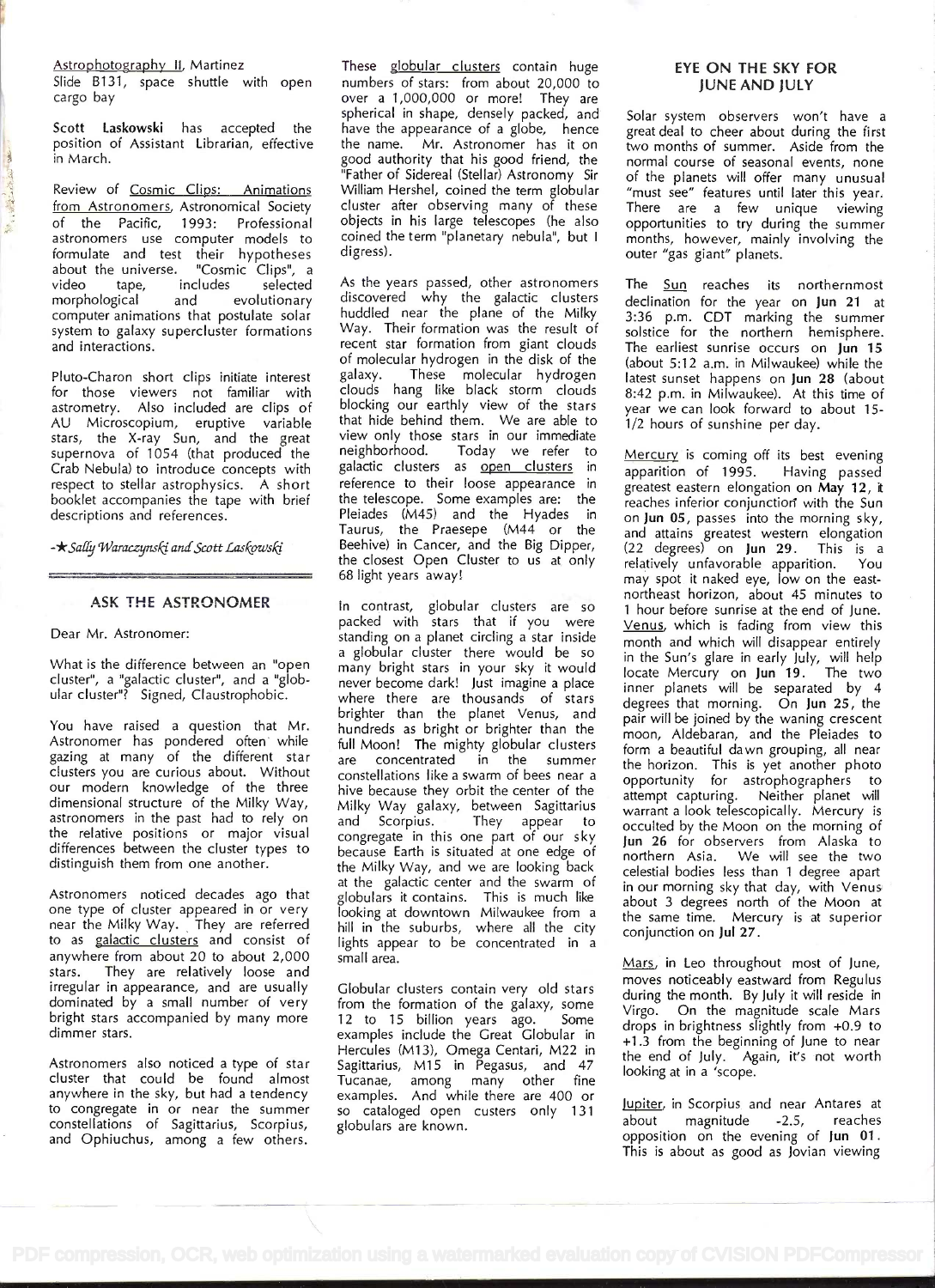Astrophotography II, Martinez
Slide B131, space shuttle with open cargo bay

**Scott Laskowski** has accepted the position of Assistant Librarian, effective in March.

Review of Cosmic Clips: Animations from Astronomers, Astronomical Society of the Pacific, 1993: Professional astronomers use computer models to formulate and test their hypotheses about the universe. "Cosmic Clips", a video tape, includes selected morphological and evolutionary computer animations that postulate solar system to galaxy supercluster formations and interactions.

Pluto-Charon short clips initiate interest for those viewers not familiar with astrometry. Also included are clips of AU Microscopium, eruptive variable stars, the X-ray Sun, and the great supernova of 1054 (that produced the Crab Nebula) to introduce concepts with respect to stellar astrophysics. A short booklet accompanies the tape with brief descriptions and references.

-★ *Sally Waraczynski and Scott Laskowski*

## ASK THE ASTRONOMER

Dear Mr. Astronomer:

What is the difference between an "open cluster", a "galactic cluster", and a "globular cluster"? Signed, Claustrophobic.

You have raised a question that Mr. Astronomer has pondered often while gazing at many of the different star clusters you are curious about. Without our modern knowledge of the three dimensional structure of the Milky Way, astronomers in the past had to rely on the relative positions or major visual differences between the cluster types to distinguish them from one another.

Astronomers noticed decades ago that one type of cluster appeared in or very near the Milky Way. They are referred to as galactic clusters and consist of anywhere from about 20 to about 2,000 stars. They are relatively loose and irregular in appearance, and are usually dominated by a small number of very bright stars accompanied by many more dimmer stars.

Astronomers also noticed a type of star cluster that could be found almost anywhere in the sky, but had a tendency to congregate in or near the summer constellations of Sagittarius, Scorpius, and Ophiuchus, among a few others. These globular clusters contain huge numbers of stars: from about 20,000 to over a 1,000,000 or more! They are spherical in shape, densely packed, and have the appearance of a globe, hence the name. Mr. Astronomer has it on good authority that his good friend, the "Father of Sidereal (Stellar) Astronomy Sir William Hershel, coined the term globular cluster after observing many of these objects in his large telescopes (he also coined the term "planetary nebula", but I digress).

As the years passed, other astronomers discovered why the galactic clusters huddled near the plane of the Milky Way. Their formation was the result of recent star formation from giant clouds of molecular hydrogen in the disk of the galaxy. These molecular hydrogen clouds hang like black storm clouds blocking our earthly view of the stars that hide behind them. We are able to view only those stars in our immediate neighborhood. Today we refer to galactic clusters as open clusters in reference to their loose appearance in the telescope. Some examples are: the Pleiades (M45) and the Hyades in Taurus, the Praesepe (M44 or the Beehive) in Cancer, and the Big Dipper, the closest Open Cluster to us at only 68 light years away!

In contrast, globular clusters are so packed with stars that if you were standing on a planet circling a star inside a globular cluster there would be so many bright stars in your sky it would never become dark! Just imagine a place where there are thousands of stars brighter than the planet Venus, and hundreds as bright or brighter than the full Moon! The mighty globular clusters are concentrated in the summer constellations like a swarm of bees near a hive because they orbit the center of the Milky Way galaxy, between Sagittarius and Scorpius. They appear to congregate in this one part of our sky because Earth is situated at one edge of the Milky Way, and we are looking back at the galactic center and the swarm of globulars it contains. This is much like looking at downtown Milwaukee from a hill in the suburbs, where all the city lights appear to be concentrated in a small area.

Globular clusters contain very old stars from the formation of the galaxy, some 12 to 15 billion years ago. Some examples include the Great Globular in Hercules (M13), Omega Centari, M22 in Sagittarius, M15 in Pegasus, and 47 Tucanae, among many other fine examples. And while there are 400 or so cataloged open custers only 131 globulars are known.

## EYE ON THE SKY FOR JUNE AND JULY

Solar system observers won't have a great deal to cheer about during the first two months of summer. Aside from the normal course of seasonal events, none of the planets will offer many unusual "must see" features until later this year. There are a few unique viewing opportunities to try during the summer months, however, mainly involving the outer "gas giant" planets.

The Sun reaches its northernmost declination for the year on **Jun 21** at 3:36 p.m. CDT marking the summer solstice for the northern hemisphere. The earliest sunrise occurs on **Jun 15** (about 5:12 a.m. in Milwaukee) while the latest sunset happens on **Jun 28** (about 8:42 p.m. in Milwaukee). At this time of year we can look forward to about 15-1/2 hours of sunshine per day.

Mercury is coming off its best evening apparition of 1995. Having passed greatest eastern elongation on **May 12**, it reaches inferior conjunction with the Sun on **Jun 05**, passes into the morning sky, and attains greatest western elongation (22 degrees) on **Jun 29**. This is a relatively unfavorable apparition. You may spot it naked eye, low on the east-northeast horizon, about 45 minutes to 1 hour before sunrise at the end of June. Venus, which is fading from view this month and which will disappear entirely in the Sun's glare in early July, will help locate Mercury on **Jun 19**. The two inner planets will be separated by 4 degrees that morning. On **Jun 25**, the pair will be joined by the waning crescent moon, Aldebaran, and the Pleiades to form a beautiful dawn grouping, all near the horizon. This is yet another photo opportunity for astrophographers to attempt capturing. Neither planet will warrant a look telescopically. Mercury is occulted by the Moon on the morning of **Jun 26** for observers from Alaska to northern Asia. We will see the two celestial bodies less than 1 degree apart in our morning sky that day, with Venus about 3 degrees north of the Moon at the same time. Mercury is at superior conjunction on **Jul 27**.

Mars, in Leo throughout most of June, moves noticeably eastward from Regulus during the month. By July it will reside in Virgo. On the magnitude scale Mars drops in brightness slightly from +0.9 to +1.3 from the beginning of June to near the end of July. Again, it's not worth looking at in a 'scope.

Jupiter, in Scorpius and near Antares at about magnitude -2.5, reaches opposition on the evening of **Jun 01**. This is about as good as Jovian viewing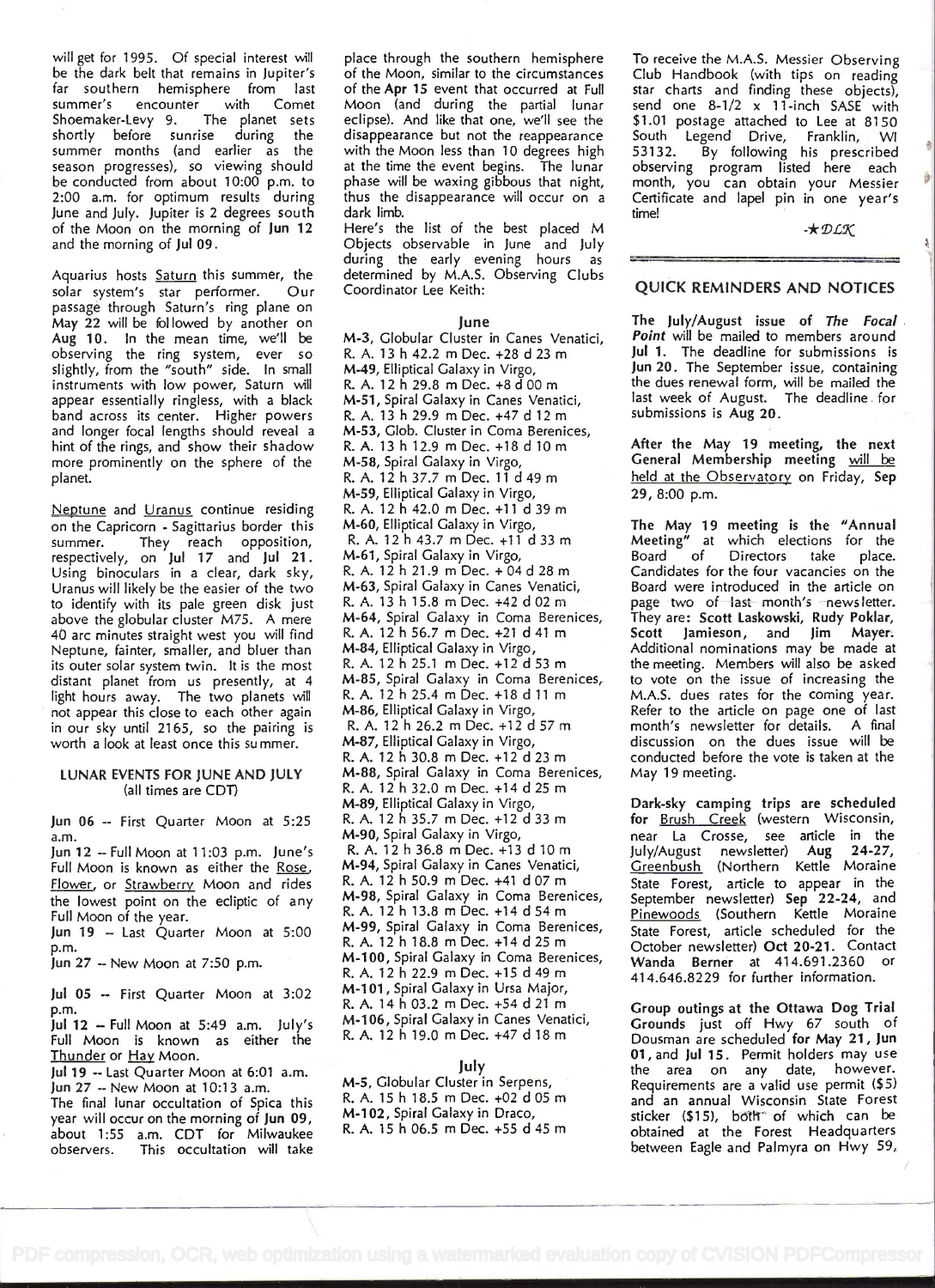will get for 1995. Of special interest will be the dark belt that remains in Jupiter's far southern hemisphere from last summer's encounter with Comet Shoemaker-Levy 9. The planet sets shortly before sunrise during the summer months (and earlier as the season progresses), so viewing should be conducted from about 10:00 p.m. to 2:00 a.m. for optimum results during June and July. Jupiter is 2 degrees south of the Moon on the morning of **Jun 12** and the morning of **Jul 09**.

Aquarius hosts Saturn this summer, the solar system's star performer. Our passage through Saturn's ring plane on May 22 will be followed by another on **Aug 10**. In the mean time, we'll be observing the ring system, ever so slightly, from the "south" side. In small instruments with low power, Saturn will appear essentially ringless, with a black band across its center. Higher powers and longer focal lengths should reveal a hint of the rings, and show their shadow more prominently on the sphere of the planet.

Neptune and Uranus continue residing on the Capricorn - Sagittarius border this summer. They reach opposition, respectively, on **Jul 17** and **Jul 21**. Using binoculars in a clear, dark sky, Uranus will likely be the easier of the two to identify with its pale green disk just above the globular cluster M75. A mere 40 arc minutes straight west you will find Neptune, fainter, smaller, and bluer than its outer solar system twin. It is the most distant planet from us presently, at 4 light hours away. The two planets will not appear this close to each other again in our sky until 2165, so the pairing is worth a look at least once this summer.

## LUNAR EVENTS FOR JUNE AND JULY
(all times are CDT)

**Jun 06** -- First Quarter Moon at 5:25 a.m.
**Jun 12** -- Full Moon at 11:03 p.m. June's Full Moon is known as either the Rose, Flower, or Strawberry Moon and rides the lowest point on the ecliptic of any Full Moon of the year.
**Jun 19** -- Last Quarter Moon at 5:00 p.m.
**Jun 27** -- New Moon at 7:50 p.m.

**Jul 05** -- First Quarter Moon at 3:02 p.m.
**Jul 12** -- Full Moon at 5:49 a.m. July's Full Moon is known as either the Thunder or Hay Moon.
**Jul 19** -- Last Quarter Moon at 6:01 a.m.
**Jun 27** -- New Moon at 10:13 a.m.

The final lunar occultation of Spica this year will occur on the morning of **Jun 09**, about 1:55 a.m. CDT for Milwaukee observers. This occultation will take place through the southern hemisphere of the Moon, similar to the circumstances of the **Apr 15** event that occurred at Full Moon (and during the partial lunar eclipse). And like that one, we'll see the disappearance but not the reappearance with the Moon less than 10 degrees high at the time the event begins. The lunar phase will be waxing gibbous that night, thus the disappearance will occur on a dark limb.

Here's the list of the best placed M Objects observable in June and July during the early evening hours as determined by M.A.S. Observing Clubs Coordinator Lee Keith:

### June

**M-3**, Globular Cluster in Canes Venatici, R. A. 13 h 42.2 m Dec. +28 d 23 m
**M-49**, Elliptical Galaxy in Virgo, R. A. 12 h 29.8 m Dec. +8 d 00 m
**M-51**, Spiral Galaxy in Canes Venatici, R. A. 13 h 29.9 m Dec. +47 d 12 m
**M-53**, Glob. Cluster in Coma Berenices, R. A. 13 h 12.9 m Dec. +18 d 10 m
**M-58**, Spiral Galaxy in Virgo, R. A. 12 h 37.7 m Dec. 11 d 49 m
**M-59**, Elliptical Galaxy in Virgo, R. A. 12 h 42.0 m Dec. +11 d 39 m
**M-60**, Elliptical Galaxy in Virgo, R. A. 12 h 43.7 m Dec. +11 d 33 m
**M-61**, Spiral Galaxy in Virgo, R. A. 12 h 21.9 m Dec. + 04 d 28 m
**M-63**, Spiral Galaxy in Canes Venatici, R. A. 13 h 15.8 m Dec. +42 d 02 m
**M-64**, Spiral Galaxy in Coma Berenices, R. A. 12 h 56.7 m Dec. +21 d 41 m
**M-84**, Elliptical Galaxy in Virgo, R. A. 12 h 25.1 m Dec. +12 d 53 m
**M-85**, Spiral Galaxy in Coma Berenices, R. A. 12 h 25.4 m Dec. +18 d 11 m
**M-86**, Elliptical Galaxy in Virgo, R. A. 12 h 26.2 m Dec. +12 d 57 m
**M-87**, Elliptical Galaxy in Virgo, R. A. 12 h 30.8 m Dec. +12 d 23 m
**M-88**, Spiral Galaxy in Coma Berenices, R. A. 12 h 32.0 m Dec. +14 d 25 m
**M-89**, Elliptical Galaxy in Virgo, R. A. 12 h 35.7 m Dec. +12 d 33 m
**M-90**, Spiral Galaxy in Virgo, R. A. 12 h 36.8 m Dec. +13 d 10 m
**M-94**, Spiral Galaxy in Canes Venatici, R. A. 12 h 50.9 m Dec. +41 d 07 m
**M-98**, Spiral Galaxy in Coma Berenices, R. A. 12 h 13.8 m Dec. +14 d 54 m
**M-99**, Spiral Galaxy in Coma Berenices, R. A. 12 h 18.8 m Dec. +14 d 25 m
**M-100**, Spiral Galaxy in Coma Berenices, R. A. 12 h 22.9 m Dec. +15 d 49 m
**M-101**, Spiral Galaxy in Ursa Major, R. A. 14 h 03.2 m Dec. +54 d 21 m
**M-106**, Spiral Galaxy in Canes Venatici, R. A. 12 h 19.0 m Dec. +47 d 18 m

### July

**M-5**, Globular Cluster in Serpens, R. A. 15 h 18.5 m Dec. +02 d 05 m
**M-102**, Spiral Galaxy in Draco, R. A. 15 h 06.5 m Dec. +55 d 45 m

To receive the M.A.S. Messier Observing Club Handbook (with tips on reading star charts and finding these objects), send one 8-1/2 x 11-inch SASE with $1.01 postage attached to Lee at 8150 South Legend Drive, Franklin, WI 53132. By following his prescribed observing program listed here each month, you can obtain your Messier Certificate and lapel pin in one year's time!

-★DLK

## QUICK REMINDERS AND NOTICES

**The July/August issue of *The Focal Point* will be mailed to members around Jul 1.** The deadline for submissions is **Jun 20**. The September issue, containing the dues renewal form, will be mailed the last week of August. The deadline for submissions is **Aug 20**.

**After the May 19 meeting, the next General Membership meeting** will be held at the Observatory on Friday, **Sep 29**, 8:00 p.m.

**The May 19 meeting is the "Annual Meeting"** at which elections for the Board of Directors take place. Candidates for the four vacancies on the Board were introduced in the article on page two of last month's newsletter. They are: **Scott Laskowski, Rudy Poklar, Scott Jamieson,** and **Jim Mayer.** Additional nominations may be made at the meeting. Members will also be asked to vote on the issue of increasing the M.A.S. dues rates for the coming year. Refer to the article on page one of last month's newsletter for details. A final discussion on the dues issue will be conducted before the vote is taken at the May 19 meeting.

**Dark-sky camping trips are scheduled for** Brush Creek (western Wisconsin, near La Crosse, see article in the July/August newsletter) **Aug 24-27**, Greenbush (Northern Kettle Moraine State Forest, article to appear in the September newsletter) **Sep 22-24**, and Pinewoods (Southern Kettle Moraine State Forest, article scheduled for the October newsletter) **Oct 20-21**. Contact **Wanda Berner** at 414.691.2360 or 414.646.8229 for further information.

**Group outings at the Ottawa Dog Trial Grounds** just off Hwy 67 south of Dousman are scheduled **for May 21, Jun 01,** and **Jul 15**. Permit holders may use the area on any date, however. Requirements are a valid use permit ($5) and an annual Wisconsin State Forest sticker ($15), both of which can be obtained at the Forest Headquarters between Eagle and Palmyra on Hwy 59,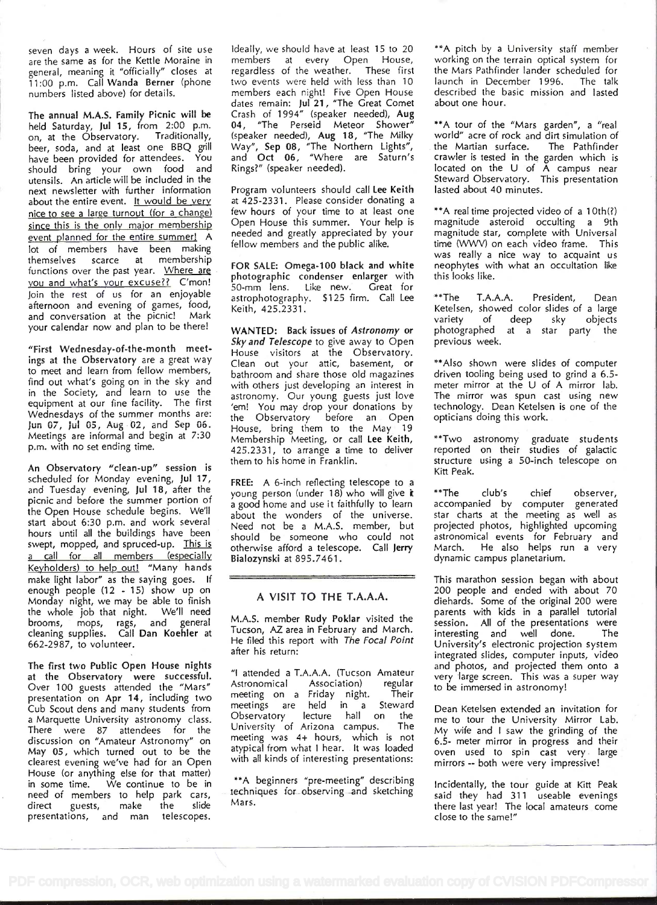seven days a week. Hours of site use are the same as for the Kettle Moraine in general, meaning it "officially" closes at 11:00 p.m. Call **Wanda Berner** (phone numbers listed above) for details.

**The annual M.A.S. Family Picnic will be** held Saturday, **Jul 15**, from 2:00 p.m. on, at the Observatory. Traditionally, beer, soda, and at least one BBQ grill have been provided for attendees. You should bring your own food and utensils. An article will be included in the next newsletter with further information about the entire event. It would be very nice to see a large turnout (for a change) since this is the only major membership event planned for the entire summer! A lot of members have been making themselves scarce at membership functions over the past year. Where are you and what's your excuse?? C'mon! Join the rest of us for an enjoyable afternoon and evening of games, food, and conversation at the picnic! Mark your calendar now and plan to be there!

**"First Wednesday-of-the-month meetings at the Observatory** are a great way to meet and learn from fellow members, find out what's going on in the sky and in the Society, and learn to use the equipment at our fine facility. The first Wednesdays of the summer months are: **Jun 07, Jul 05, Aug 02,** and **Sep 06.** Meetings are informal and begin at 7:30 p.m. with no set ending time.

**An Observatory "clean-up" session is** scheduled for Monday evening, **Jul 17**, and Tuesday evening, **Jul 18**, after the picnic and before the summer portion of the Open House schedule begins. We'll start about 6:30 p.m. and work several hours until all the buildings have been swept, mopped, and spruced-up. This is a call for all members (especially Keyholders) to help out! "Many hands make light labor" as the saying goes. If enough people (12 - 15) show up on Monday night, we may be able to finish the whole job that night. We'll need brooms, mops, rags, and general cleaning supplies. Call **Dan Koehler** at 662-2987, to volunteer.

**The first two Public Open House nights at the Observatory were successful.** Over 100 guests attended the "Mars" presentation on **Apr 14**, including two Cub Scout dens and many students from a Marquette University astronomy class. There were 87 attendees for the discussion on "Amateur Astronomy" on **May 05**, which turned out to be the clearest evening we've had for an Open House (or anything else for that matter) in some time. We continue to be in need of members to help park cars, direct guests, make the slide presentations, and man telescopes. Ideally, we should have at least 15 to 20 members at every Open House, regardless of the weather. These first two events were held with less than 10 members each night! Five Open House dates remain: **Jul 21**, "The Great Comet Crash of 1994" (speaker needed), **Aug 04**, "The Perseid Meteor Shower" (speaker needed), **Aug 18**, "The Milky Way", **Sep 08**, "The Northern Lights", and **Oct 06**, "Where are Saturn's Rings?" (speaker needed).

Program volunteers should call **Lee Keith** at 425-2331. Please consider donating a few hours of your time to at least one Open House this summer. Your help is needed and greatly appreciated by your fellow members and the public alike.

**FOR SALE: Omega-100 black and white photographic condenser enlarger** with 50-mm lens. Like new. Great for astrophotography. $125 firm. Call Lee Keith, 425.2331.

**WANTED: Back issues of *Astronomy* or *Sky and Telescope*** to give away to Open House visitors at the Observatory. Clean out your attic, basement, or bathroom and share those old magazines with others just developing an interest in astronomy. Our young guests just love 'em! You may drop your donations by the Observatory before an Open House, bring them to the May 19 Membership Meeting, or call **Lee Keith**, 425.2331, to arrange a time to deliver them to his home in Franklin.

**FREE:** A 6-inch reflecting telescope to a young person (under 18) who will give it a good home and use it faithfully to learn about the wonders of the universe. Need not be a M.A.S. member, but should be someone who could not otherwise afford a telescope. Call **Jerry Bialozynski** at 895.7461.

## A VISIT TO THE T.A.A.A.

M.A.S. member **Rudy Poklar** visited the Tucson, AZ area in February and March. He filed this report with *The Focal Point* after his return:

"I attended a T.A.A.A. (Tucson Amateur Astronomical Association) regular meeting on a Friday night. Their meetings are held in a Steward Observatory lecture hall on the University of Arizona campus. The meeting was 4+ hours, which is not atypical from what I hear. It was loaded with all kinds of interesting presentations:

**A beginners "pre-meeting" describing techniques for observing and sketching Mars.

**A pitch by a University staff member working on the terrain optical system for the Mars Pathfinder lander scheduled for launch in December 1996. The talk described the basic mission and lasted about one hour.

**A tour of the "Mars garden", a "real world" acre of rock and dirt simulation of the Martian surface. The Pathfinder crawler is tested in the garden which is located on the U of A campus near Steward Observatory. This presentation lasted about 40 minutes.

**A real time projected video of a 10th(?) magnitude asteroid occulting a 9th magnitude star, complete with Universal time (WWV) on each video frame. This was really a nice way to acquaint us neophytes with what an occultation like this looks like.

**The T.A.A.A. President, Dean Ketelsen, showed color slides of a large variety of deep sky objects photographed at a star party the previous week.

**Also shown were slides of computer driven tooling being used to grind a 6.5-meter mirror at the U of A mirror lab. The mirror was spun cast using new technology. Dean Ketelsen is one of the opticians doing this work.

**Two astronomy graduate students reported on their studies of galactic structure using a 50-inch telescope on Kitt Peak.

**The club's chief observer, accompanied by computer generated star charts at the meeting as well as projected photos, highlighted upcoming astronomical events for February and March. He also helps run a very dynamic campus planetarium.

This marathon session began with about 200 people and ended with about 70 diehards. Some of the original 200 were parents with kids in a parallel tutorial session. All of the presentations were interesting and well done. The University's electronic projection system integrated slides, computer inputs, video and photos, and projected them onto a very large screen. This was a super way to be immersed in astronomy!

Dean Ketelsen extended an invitation for me to tour the University Mirror Lab. My wife and I saw the grinding of the 6.5- meter mirror in progress and their oven used to spin cast very large mirrors -- both were very impressive!

Incidentally, the tour guide at Kitt Peak said they had 311 useable evenings there last year! The local amateurs come close to the same!"